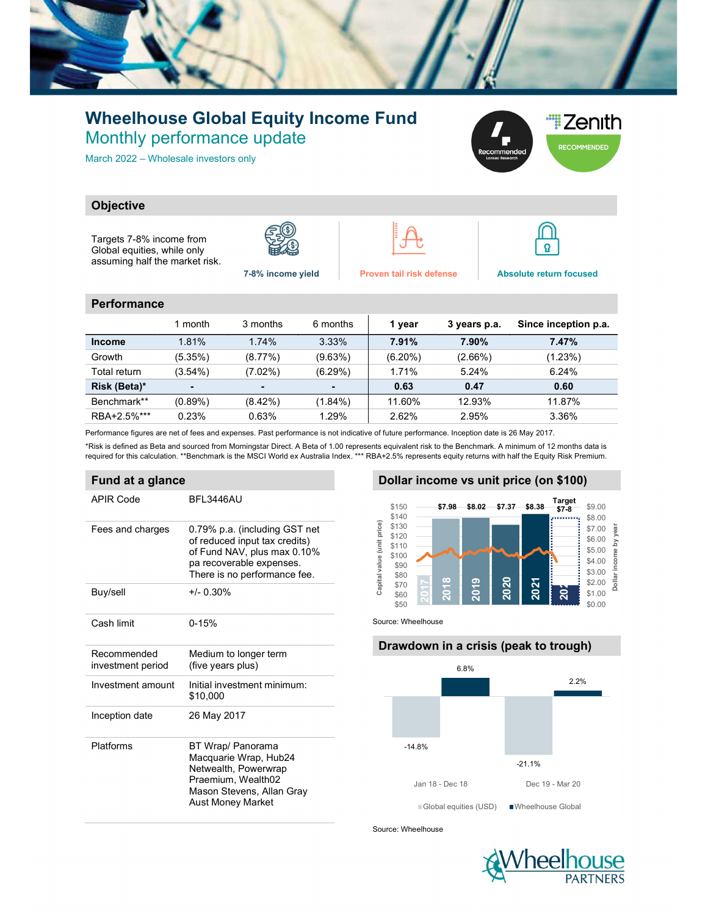# Wheelhouse Global Equity Income Fund

## Monthly performance update

March 2022 – Wholesale investors only

## Objective

Targets 7-8% income from Global equities, while only assuming half the market risk.

**7-8% income yield** | **Proven tail risk defense** | **Absolute return focused**

## Performance

| | 1 month | 3 months | 6 months | 1 year | 3 years p.a. | Since inception p.a. |
|---|---|---|---|---|---|---|
| **Income** | 1.81% | 1.74% | 3.33% | **7.91%** | **7.90%** | **7.47%** |
| Growth | (5.35%) | (8.77%) | (9.63%) | (6.20%) | (2.66%) | (1.23%) |
| Total return | (3.54%) | (7.02%) | (6.29%) | 1.71% | 5.24% | 6.24% |
| **Risk (Beta)*** | - | - | - | **0.63** | **0.47** | **0.60** |
| Benchmark** | (0.89%) | (8.42%) | (1.84%) | 11.60% | 12.93% | 11.87% |
| RBA+2.5%*** | 0.23% | 0.63% | 1.29% | 2.62% | 2.95% | 3.36% |

Performance figures are net of fees and expenses. Past performance is not indicative of future performance. Inception date is 26 May 2017.

*Risk is defined as Beta and sourced from Morningstar Direct. A Beta of 1.00 represents equivalent risk to the Benchmark. A minimum of 12 months data is required for this calculation. **Benchmark is the MSCI World ex Australia Index. *** RBA+2.5% represents equity returns with half the Equity Risk Premium.

## Fund at a glance

| | |
|---|---|
| APIR Code | BFL3446AU |
| Fees and charges | 0.79% p.a. (including GST net of reduced input tax credits) of Fund NAV, plus max 0.10% pa recoverable expenses. There is no performance fee. |
| Buy/sell | +/- 0.30% |
| Cash limit | 0-15% |
| Recommended investment period | Medium to longer term (five years plus) |
| Investment amount | Initial investment minimum: $10,000 |
| Inception date | 26 May 2017 |
| Platforms | BT Wrap/ Panorama<br>Macquarie Wrap, Hub24<br>Netwealth, Powerwrap<br>Praemium, Wealth02<br>Mason Stevens, Allan Gray<br>Aust Money Market |

## Dollar income vs unit price (on $100)

| Year | 2017 | 2018 | 2019 | 2020 | 2021 | 2022 (Target) |
|---|---|---|---|---|---|---|
| Dollar income by year | | $7.98 | $8.02 | $7.37 | $8.38 | $7-8 |

Source: Wheelhouse

## Drawdown in a crisis (peak to trough)

| | Jan 18 - Dec 18 | Dec 19 - Mar 20 |
|---|---|---|
| Global equities (USD) | -14.8% | -21.1% |
| Wheelhouse Global | 6.8% | 2.2% |

Source: Wheelhouse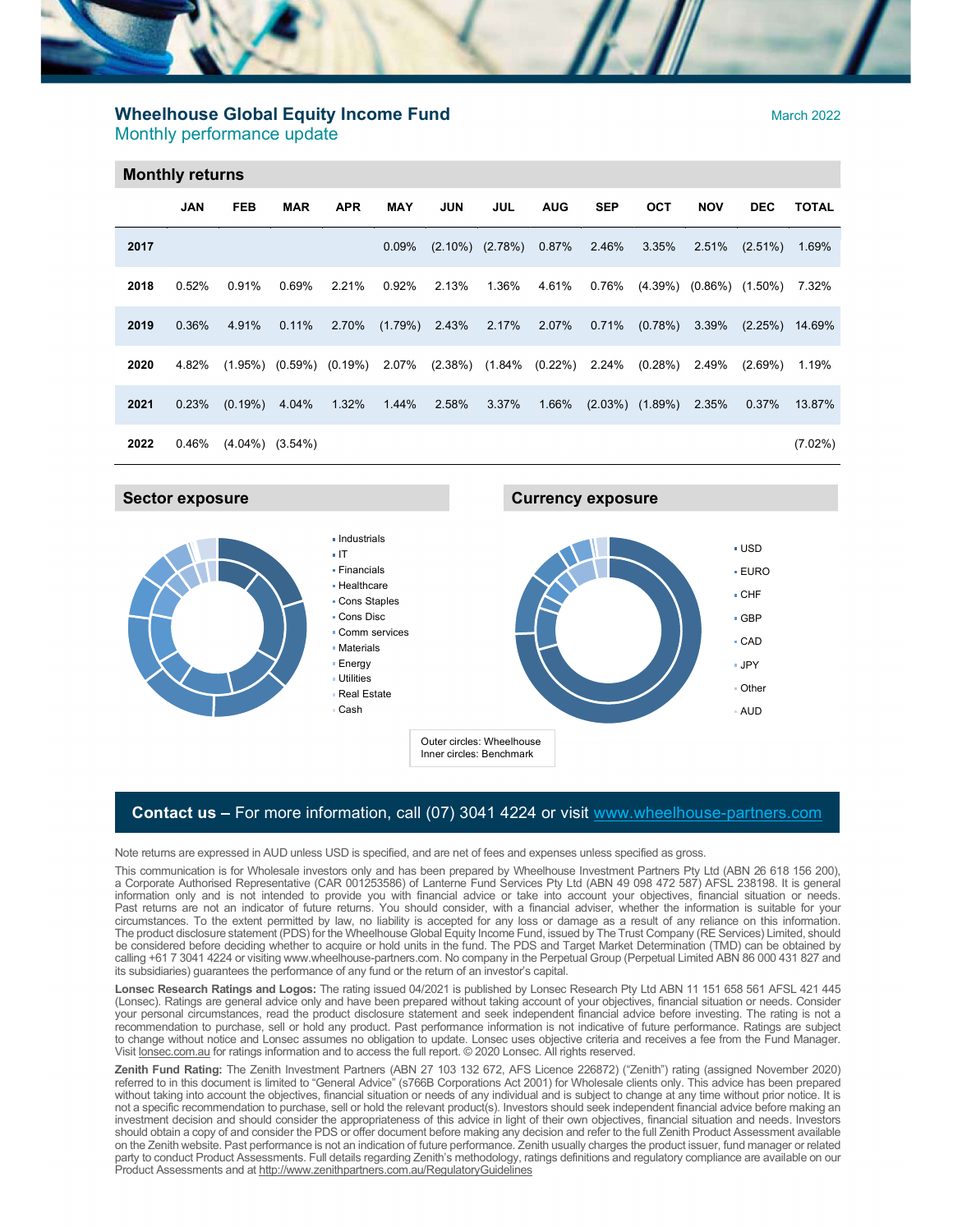## Wheelhouse Global Equity Income Fund
Monthly performance update

March 2022

### Monthly returns

| | JAN | FEB | MAR | APR | MAY | JUN | JUL | AUG | SEP | OCT | NOV | DEC | TOTAL |
|---|---|---|---|---|---|---|---|---|---|---|---|---|---|
| 2017 | | | | | 0.09% | (2.10%) | (2.78%) | 0.87% | 2.46% | 3.35% | 2.51% | (2.51%) | 1.69% |
| 2018 | 0.52% | 0.91% | 0.69% | 2.21% | 0.92% | 2.13% | 1.36% | 4.61% | 0.76% | (4.39%) | (0.86%) | (1.50%) | 7.32% |
| 2019 | 0.36% | 4.91% | 0.11% | 2.70% | (1.79%) | 2.43% | 2.17% | 2.07% | 0.71% | (0.78%) | 3.39% | (2.25%) | 14.69% |
| 2020 | 4.82% | (1.95%) | (0.59%) | (0.19%) | 2.07% | (2.38%) | (1.84% | (0.22%) | 2.24% | (0.28%) | 2.49% | (2.69%) | 1.19% |
| 2021 | 0.23% | (0.19%) | 4.04% | 1.32% | 1.44% | 2.58% | 3.37% | 1.66% | (2.03%) | (1.89%) | 2.35% | 0.37% | 13.87% |
| 2022 | 0.46% | (4.04%) | (3.54%) | | | | | | | | | | (7.02%) |

### Sector exposure

Industrials
IT
Financials
Healthcare
Cons Staples
Cons Disc
Comm services
Materials
Energy
Utilities
Real Estate
Cash

### Currency exposure

USD
EURO
CHF
GBP
CAD
JPY
Other
AUD

Outer circles: Wheelhouse
Inner circles: Benchmark

**Contact us –** For more information, call (07) 3041 4224 or visit www.wheelhouse-partners.com

Note returns are expressed in AUD unless USD is specified, and are net of fees and expenses unless specified as gross.

This communication is for Wholesale investors only and has been prepared by Wheelhouse Investment Partners Pty Ltd (ABN 26 618 156 200), a Corporate Authorised Representative (CAR 001253586) of Lanterne Fund Services Pty Ltd (ABN 49 098 472 587) AFSL 238198. It is general information only and is not intended to provide you with financial advice or take into account your objectives, financial situation or needs. Past returns are not an indicator of future returns. You should consider, with a financial adviser, whether the information is suitable for your circumstances. To the extent permitted by law, no liability is accepted for any loss or damage as a result of any reliance on this information. The product disclosure statement (PDS) for the Wheelhouse Global Equity Income Fund, issued by The Trust Company (RE Services) Limited, should be considered before deciding whether to acquire or hold units in the fund. The PDS and Target Market Determination (TMD) can be obtained by calling +61 7 3041 4224 or visiting www.wheelhouse-partners.com. No company in the Perpetual Group (Perpetual Limited ABN 86 000 431 827 and its subsidiaries) guarantees the performance of any fund or the return of an investor's capital.

**Lonsec Research Ratings and Logos:** The rating issued 04/2021 is published by Lonsec Research Pty Ltd ABN 11 151 658 561 AFSL 421 445 (Lonsec). Ratings are general advice only and have been prepared without taking account of your objectives, financial situation or needs. Consider your personal circumstances, read the product disclosure statement and seek independent financial advice before investing. The rating is not a recommendation to purchase, sell or hold any product. Past performance information is not indicative of future performance. Ratings are subject to change without notice and Lonsec assumes no obligation to update. Lonsec uses objective criteria and receives a fee from the Fund Manager. Visit lonsec.com.au for ratings information and to access the full report. © 2020 Lonsec. All rights reserved.

**Zenith Fund Rating:** The Zenith Investment Partners (ABN 27 103 132 672, AFS Licence 226872) ("Zenith") rating (assigned November 2020) referred to in this document is limited to "General Advice" (s766B Corporations Act 2001) for Wholesale clients only. This advice has been prepared without taking into account the objectives, financial situation or needs of any individual and is subject to change at any time without prior notice. It is not a specific recommendation to purchase, sell or hold the relevant product(s). Investors should seek independent financial advice before making an investment decision and should consider the appropriateness of this advice in light of their own objectives, financial situation and needs. Investors should obtain a copy of and consider the PDS or offer document before making any decision and refer to the full Zenith Product Assessment available on the Zenith website. Past performance is not an indication of future performance. Zenith usually charges the product issuer, fund manager or related party to conduct Product Assessments. Full details regarding Zenith's methodology, ratings definitions and regulatory compliance are available on our Product Assessments and at http://www.zenithpartners.com.au/RegulatoryGuidelines